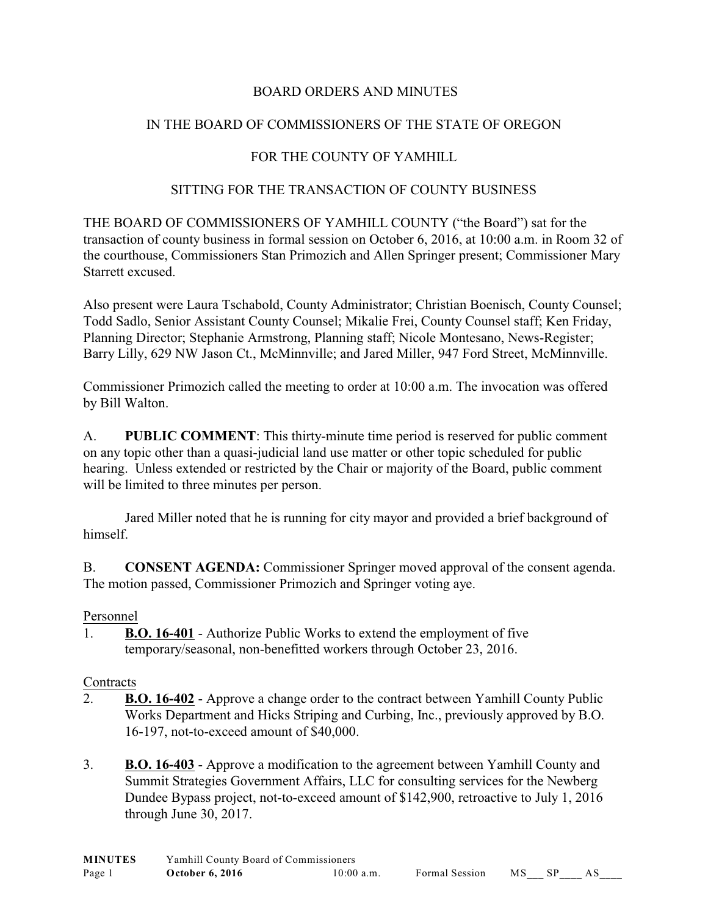BOARD ORDERS AND MINUTES

IN THE BOARD OF COMMISSIONERS OF THE STATE OF OREGON

FOR THE COUNTY OF YAMHILL

SITTING FOR THE TRANSACTION OF COUNTY BUSINESS

THE BOARD OF COMMISSIONERS OF YAMHILL COUNTY ("the Board") sat for the transaction of county business in formal session on October 6, 2016, at 10:00 a.m. in Room 32 of the courthouse, Commissioners Stan Primozich and Allen Springer present; Commissioner Mary Starrett excused.

Also present were Laura Tschabold, County Administrator; Christian Boenisch, County Counsel; Todd Sadlo, Senior Assistant County Counsel; Mikalie Frei, County Counsel staff; Ken Friday, Planning Director; Stephanie Armstrong, Planning staff; Nicole Montesano, News-Register; Barry Lilly, 629 NW Jason Ct., McMinnville; and Jared Miller, 947 Ford Street, McMinnville.

Commissioner Primozich called the meeting to order at 10:00 a.m. The invocation was offered by Bill Walton.

A. **PUBLIC COMMENT**: This thirty-minute time period is reserved for public comment on any topic other than a quasi-judicial land use matter or other topic scheduled for public hearing. Unless extended or restricted by the Chair or majority of the Board, public comment will be limited to three minutes per person.

Jared Miller noted that he is running for city mayor and provided a brief background of himself.

B. **CONSENT AGENDA:** Commissioner Springer moved approval of the consent agenda. The motion passed, Commissioner Primozich and Springer voting aye.

Personnel

1. **B.O. 16-401** - Authorize Public Works to extend the employment of five temporary/seasonal, non-benefitted workers through October 23, 2016.

Contracts

2. **B.O. 16-402** - Approve a change order to the contract between Yamhill County Public Works Department and Hicks Striping and Curbing, Inc., previously approved by B.O. 16-197, not-to-exceed amount of $40,000.

3. **B.O. 16-403** - Approve a modification to the agreement between Yamhill County and Summit Strategies Government Affairs, LLC for consulting services for the Newberg Dundee Bypass project, not-to-exceed amount of $142,900, retroactive to July 1, 2016 through June 30, 2017.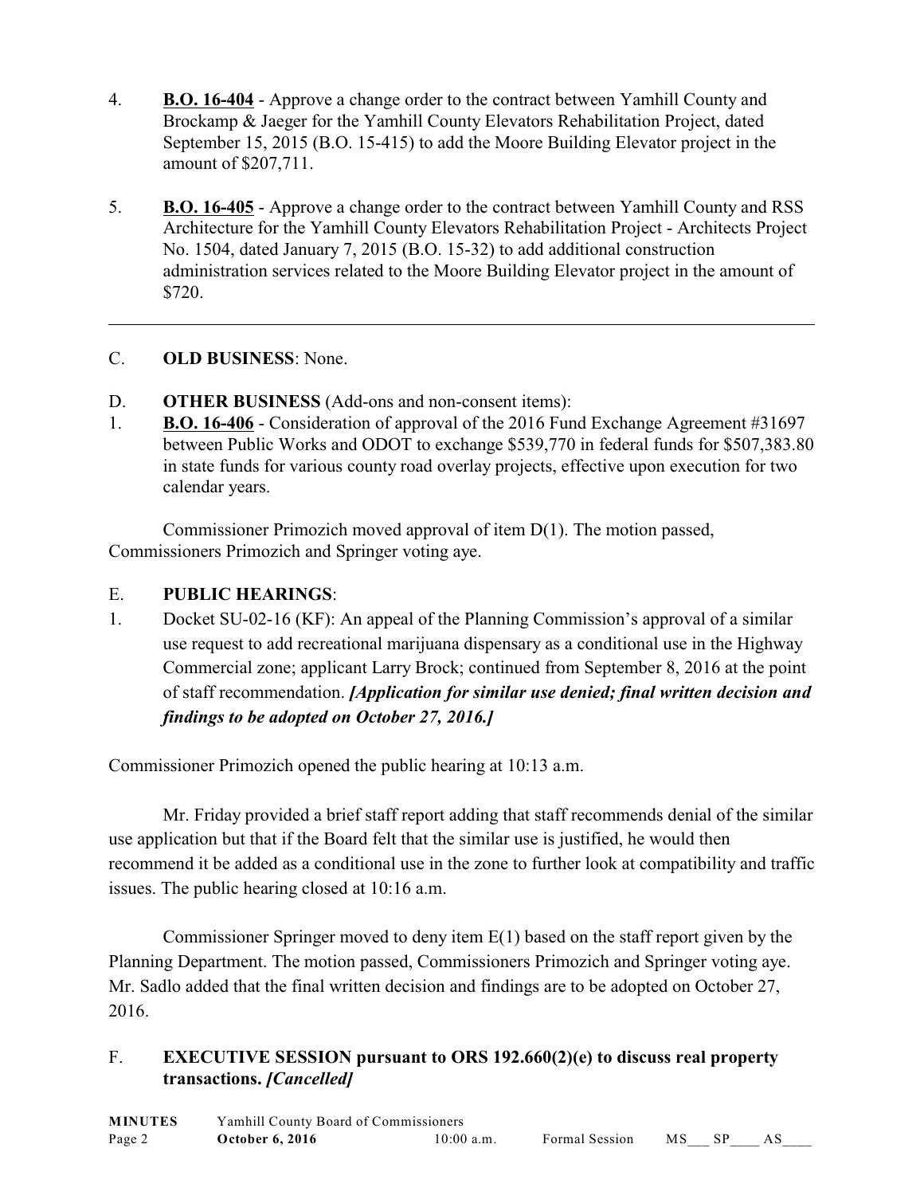4. **B.O. 16-404** - Approve a change order to the contract between Yamhill County and Brockamp & Jaeger for the Yamhill County Elevators Rehabilitation Project, dated September 15, 2015 (B.O. 15-415) to add the Moore Building Elevator project in the amount of $207,711.

5. **B.O. 16-405** - Approve a change order to the contract between Yamhill County and RSS Architecture for the Yamhill County Elevators Rehabilitation Project - Architects Project No. 1504, dated January 7, 2015 (B.O. 15-32) to add additional construction administration services related to the Moore Building Elevator project in the amount of $720.

---

C. **OLD BUSINESS**: None.

D. **OTHER BUSINESS** (Add-ons and non-consent items):

1. **B.O. 16-406** - Consideration of approval of the 2016 Fund Exchange Agreement #31697 between Public Works and ODOT to exchange $539,770 in federal funds for $507,383.80 in state funds for various county road overlay projects, effective upon execution for two calendar years.

Commissioner Primozich moved approval of item D(1). The motion passed, Commissioners Primozich and Springer voting aye.

E. **PUBLIC HEARINGS**:

1. Docket SU-02-16 (KF): An appeal of the Planning Commission's approval of a similar use request to add recreational marijuana dispensary as a conditional use in the Highway Commercial zone; applicant Larry Brock; continued from September 8, 2016 at the point of staff recommendation. ***[Application for similar use denied; final written decision and findings to be adopted on October 27, 2016.]***

Commissioner Primozich opened the public hearing at 10:13 a.m.

Mr. Friday provided a brief staff report adding that staff recommends denial of the similar use application but that if the Board felt that the similar use is justified, he would then recommend it be added as a conditional use in the zone to further look at compatibility and traffic issues. The public hearing closed at 10:16 a.m.

Commissioner Springer moved to deny item E(1) based on the staff report given by the Planning Department. The motion passed, Commissioners Primozich and Springer voting aye. Mr. Sadlo added that the final written decision and findings are to be adopted on October 27, 2016.

F. **EXECUTIVE SESSION pursuant to ORS 192.660(2)(e) to discuss real property transactions.** ***[Cancelled]***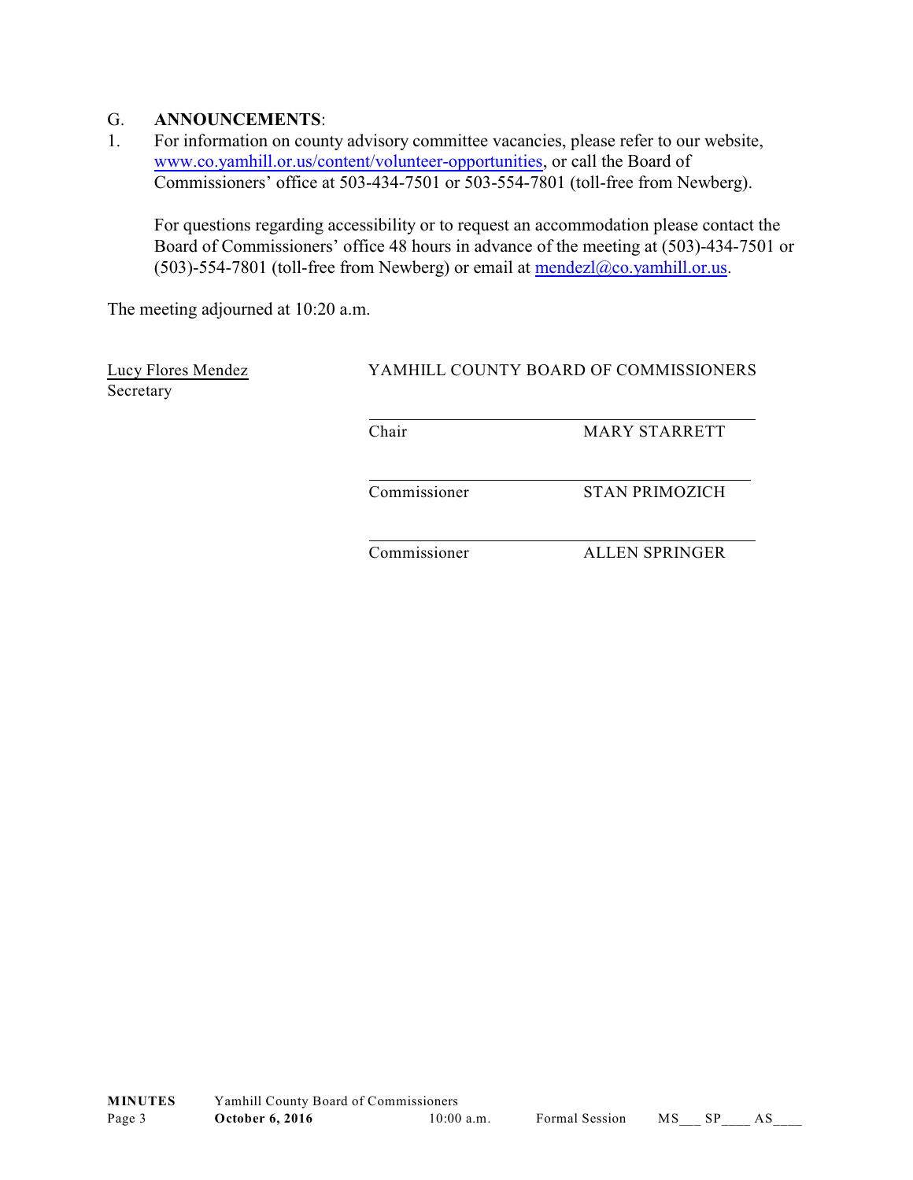## G. **ANNOUNCEMENTS**:

1. For information on county advisory committee vacancies, please refer to our website, www.co.yamhill.or.us/content/volunteer-opportunities, or call the Board of Commissioners' office at 503-434-7501 or 503-554-7801 (toll-free from Newberg).

   For questions regarding accessibility or to request an accommodation please contact the Board of Commissioners' office 48 hours in advance of the meeting at (503)-434-7501 or (503)-554-7801 (toll-free from Newberg) or email at mendezl@co.yamhill.or.us.

The meeting adjourned at 10:20 a.m.

Lucy Flores Mendez
Secretary

YAMHILL COUNTY BOARD OF COMMISSIONERS

\_\_\_\_\_\_\_\_\_\_\_\_\_\_\_\_\_\_\_\_\_\_\_\_\_\_\_\_\_\_\_\_
Chair MARY STARRETT

\_\_\_\_\_\_\_\_\_\_\_\_\_\_\_\_\_\_\_\_\_\_\_\_\_\_\_\_\_\_\_\_
Commissioner STAN PRIMOZICH

\_\_\_\_\_\_\_\_\_\_\_\_\_\_\_\_\_\_\_\_\_\_\_\_\_\_\_\_\_\_\_\_
Commissioner ALLEN SPRINGER